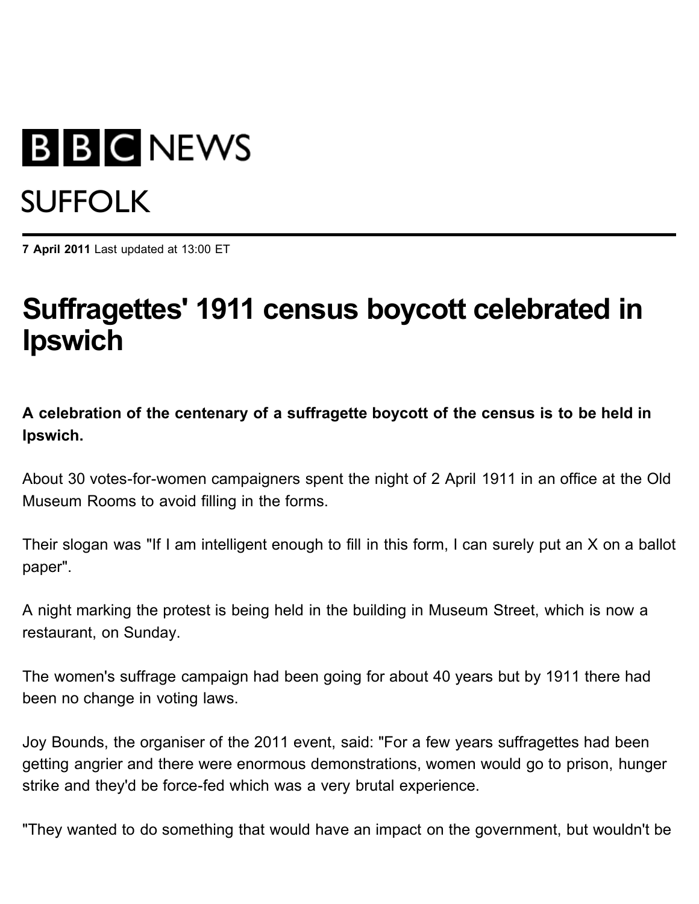BBC NEWS

SUFFOLK

**7 April 2011** Last updated at 13:00 ET

# Suffragettes' 1911 census boycott celebrated in Ipswich

**A celebration of the centenary of a suffragette boycott of the census is to be held in Ipswich.**

About 30 votes-for-women campaigners spent the night of 2 April 1911 in an office at the Old Museum Rooms to avoid filling in the forms.

Their slogan was "If I am intelligent enough to fill in this form, I can surely put an X on a ballot paper".

A night marking the protest is being held in the building in Museum Street, which is now a restaurant, on Sunday.

The women's suffrage campaign had been going for about 40 years but by 1911 there had been no change in voting laws.

Joy Bounds, the organiser of the 2011 event, said: "For a few years suffragettes had been getting angrier and there were enormous demonstrations, women would go to prison, hunger strike and they'd be force-fed which was a very brutal experience.

"They wanted to do something that would have an impact on the government, but wouldn't be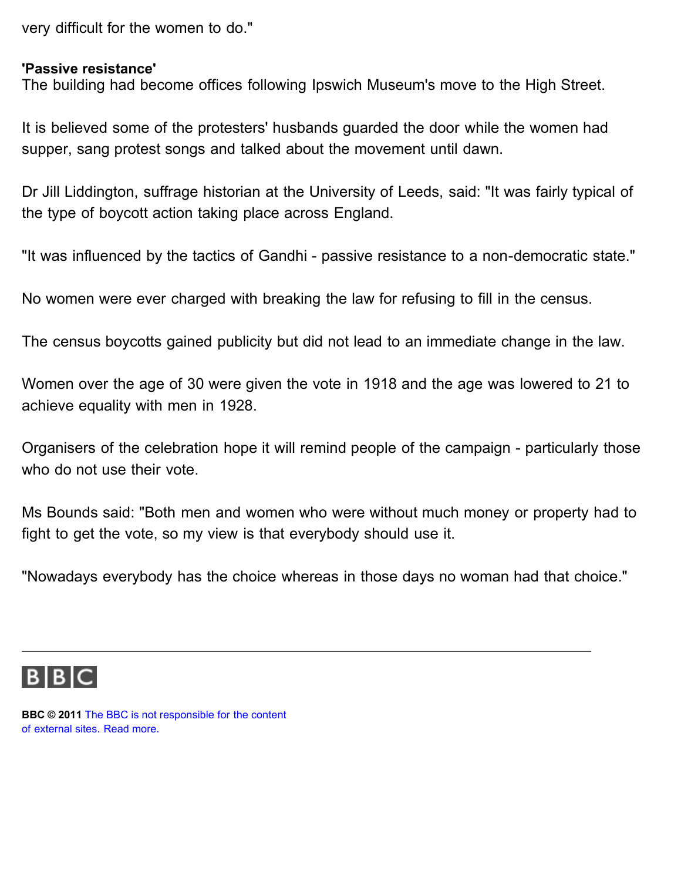very difficult for the women to do."

**'Passive resistance'**
The building had become offices following Ipswich Museum's move to the High Street.

It is believed some of the protesters' husbands guarded the door while the women had supper, sang protest songs and talked about the movement until dawn.

Dr Jill Liddington, suffrage historian at the University of Leeds, said: "It was fairly typical of the type of boycott action taking place across England.

"It was influenced by the tactics of Gandhi - passive resistance to a non-democratic state."

No women were ever charged with breaking the law for refusing to fill in the census.

The census boycotts gained publicity but did not lead to an immediate change in the law.

Women over the age of 30 were given the vote in 1918 and the age was lowered to 21 to achieve equality with men in 1928.

Organisers of the celebration hope it will remind people of the campaign - particularly those who do not use their vote.

Ms Bounds said: "Both men and women who were without much money or property had to fight to get the vote, so my view is that everybody should use it.

"Nowadays everybody has the choice whereas in those days no woman had that choice."

---

BBC

**BBC © 2011** The BBC is not responsible for the content of external sites. Read more.